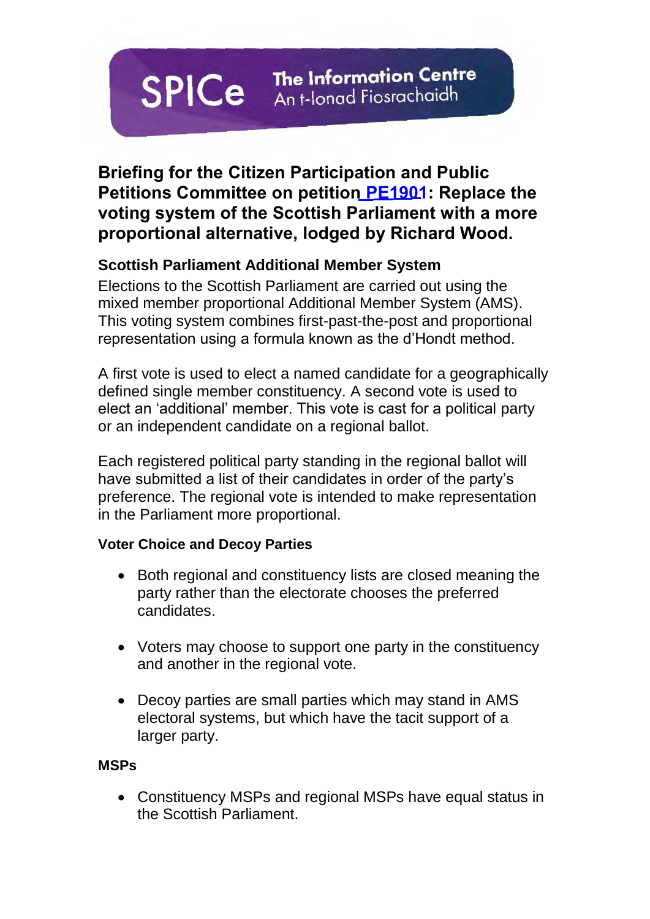SPICe The Information Centre
An t-Ionad Fiosrachaidh

# Briefing for the Citizen Participation and Public Petitions Committee on petition PE1901: Replace the voting system of the Scottish Parliament with a more proportional alternative, lodged by Richard Wood.

## Scottish Parliament Additional Member System

Elections to the Scottish Parliament are carried out using the mixed member proportional Additional Member System (AMS). This voting system combines first-past-the-post and proportional representation using a formula known as the d'Hondt method.

A first vote is used to elect a named candidate for a geographically defined single member constituency. A second vote is used to elect an 'additional' member. This vote is cast for a political party or an independent candidate on a regional ballot.

Each registered political party standing in the regional ballot will have submitted a list of their candidates in order of the party's preference. The regional vote is intended to make representation in the Parliament more proportional.

### Voter Choice and Decoy Parties

- Both regional and constituency lists are closed meaning the party rather than the electorate chooses the preferred candidates.
- Voters may choose to support one party in the constituency and another in the regional vote.
- Decoy parties are small parties which may stand in AMS electoral systems, but which have the tacit support of a larger party.

### MSPs

- Constituency MSPs and regional MSPs have equal status in the Scottish Parliament.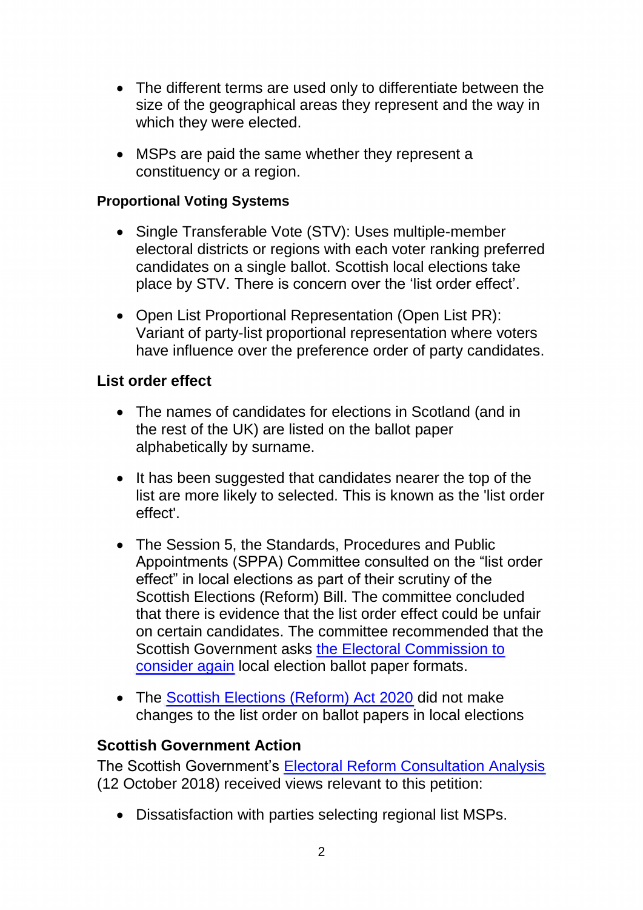- The different terms are used only to differentiate between the size of the geographical areas they represent and the way in which they were elected.

- MSPs are paid the same whether they represent a constituency or a region.

**Proportional Voting Systems**

- Single Transferable Vote (STV): Uses multiple-member electoral districts or regions with each voter ranking preferred candidates on a single ballot. Scottish local elections take place by STV. There is concern over the 'list order effect'.

- Open List Proportional Representation (Open List PR): Variant of party-list proportional representation where voters have influence over the preference order of party candidates.

**List order effect**

- The names of candidates for elections in Scotland (and in the rest of the UK) are listed on the ballot paper alphabetically by surname.

- It has been suggested that candidates nearer the top of the list are more likely to selected. This is known as the 'list order effect'.

- The Session 5, the Standards, Procedures and Public Appointments (SPPA) Committee consulted on the "list order effect" in local elections as part of their scrutiny of the Scottish Elections (Reform) Bill. The committee concluded that there is evidence that the list order effect could be unfair on certain candidates. The committee recommended that the Scottish Government asks the Electoral Commission to consider again local election ballot paper formats.

- The Scottish Elections (Reform) Act 2020 did not make changes to the list order on ballot papers in local elections

**Scottish Government Action**

The Scottish Government's Electoral Reform Consultation Analysis (12 October 2018) received views relevant to this petition:

- Dissatisfaction with parties selecting regional list MSPs.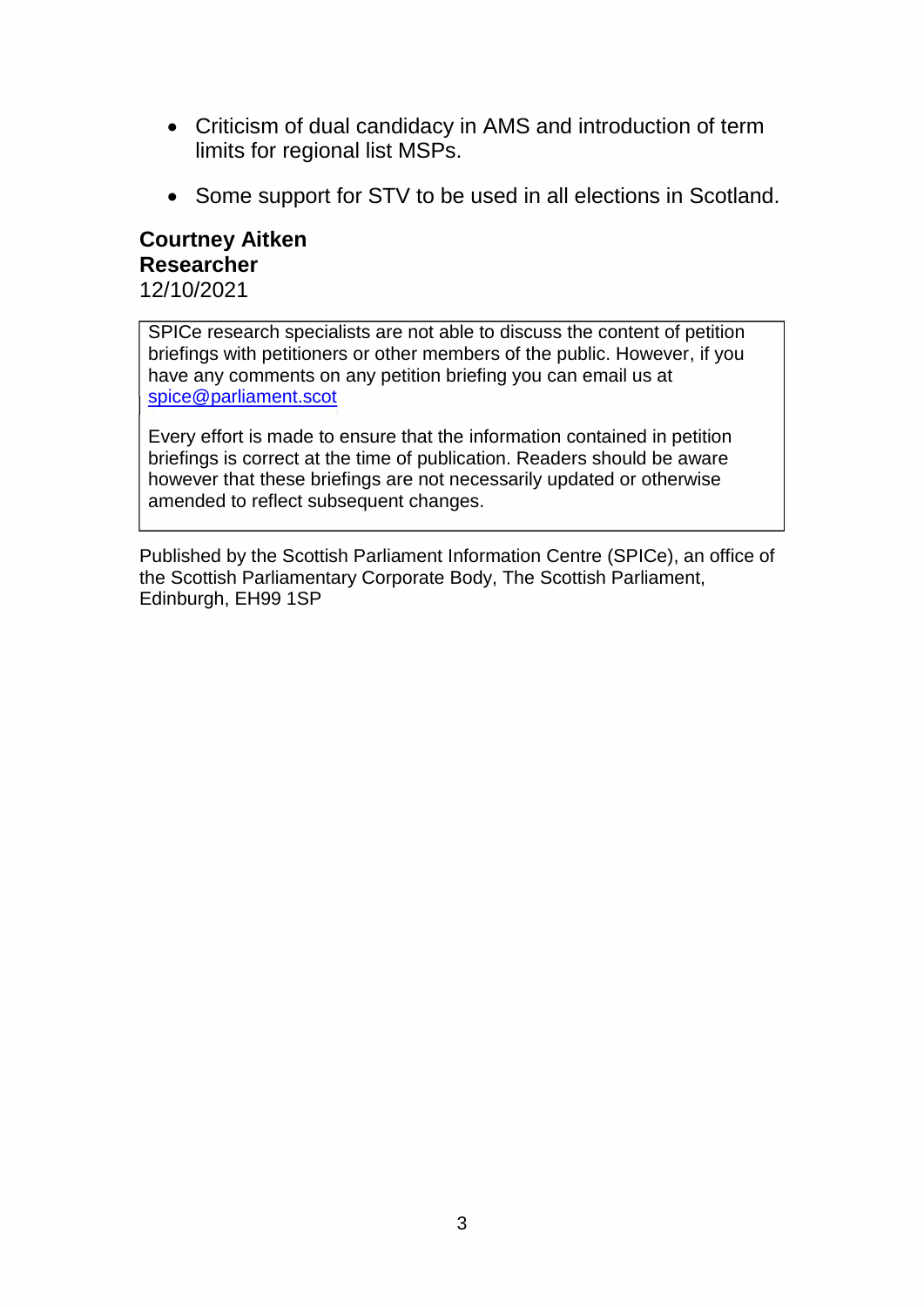- Criticism of dual candidacy in AMS and introduction of term limits for regional list MSPs.
- Some support for STV to be used in all elections in Scotland.

**Courtney Aitken**
**Researcher**
12/10/2021

SPICe research specialists are not able to discuss the content of petition briefings with petitioners or other members of the public. However, if you have any comments on any petition briefing you can email us at spice@parliament.scot

Every effort is made to ensure that the information contained in petition briefings is correct at the time of publication. Readers should be aware however that these briefings are not necessarily updated or otherwise amended to reflect subsequent changes.

Published by the Scottish Parliament Information Centre (SPICe), an office of the Scottish Parliamentary Corporate Body, The Scottish Parliament, Edinburgh, EH99 1SP